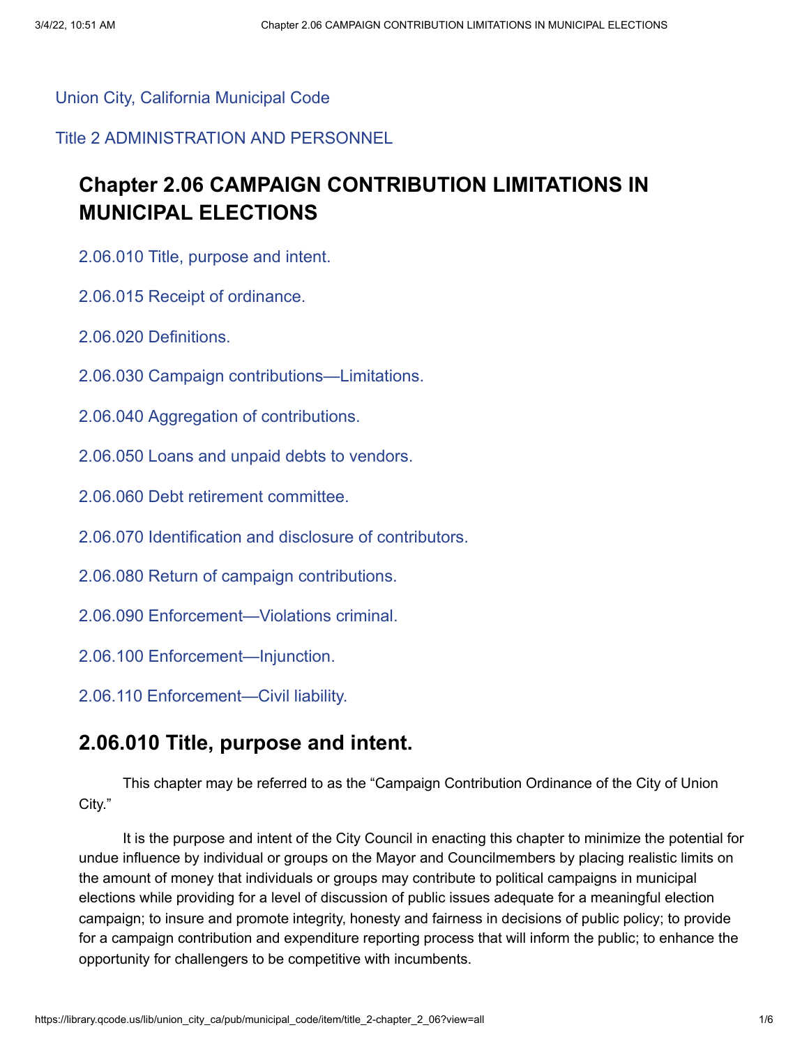Union City, California Municipal Code

Title 2 ADMINISTRATION AND PERSONNEL

# Chapter 2.06 CAMPAIGN CONTRIBUTION LIMITATIONS IN MUNICIPAL ELECTIONS

2.06.010 Title, purpose and intent.

2.06.015 Receipt of ordinance.

2.06.020 Definitions.

2.06.030 Campaign contributions—Limitations.

2.06.040 Aggregation of contributions.

2.06.050 Loans and unpaid debts to vendors.

2.06.060 Debt retirement committee.

2.06.070 Identification and disclosure of contributors.

2.06.080 Return of campaign contributions.

2.06.090 Enforcement—Violations criminal.

2.06.100 Enforcement—Injunction.

2.06.110 Enforcement—Civil liability.

## 2.06.010 Title, purpose and intent.

This chapter may be referred to as the "Campaign Contribution Ordinance of the City of Union City."

It is the purpose and intent of the City Council in enacting this chapter to minimize the potential for undue influence by individual or groups on the Mayor and Councilmembers by placing realistic limits on the amount of money that individuals or groups may contribute to political campaigns in municipal elections while providing for a level of discussion of public issues adequate for a meaningful election campaign; to insure and promote integrity, honesty and fairness in decisions of public policy; to provide for a campaign contribution and expenditure reporting process that will inform the public; to enhance the opportunity for challengers to be competitive with incumbents.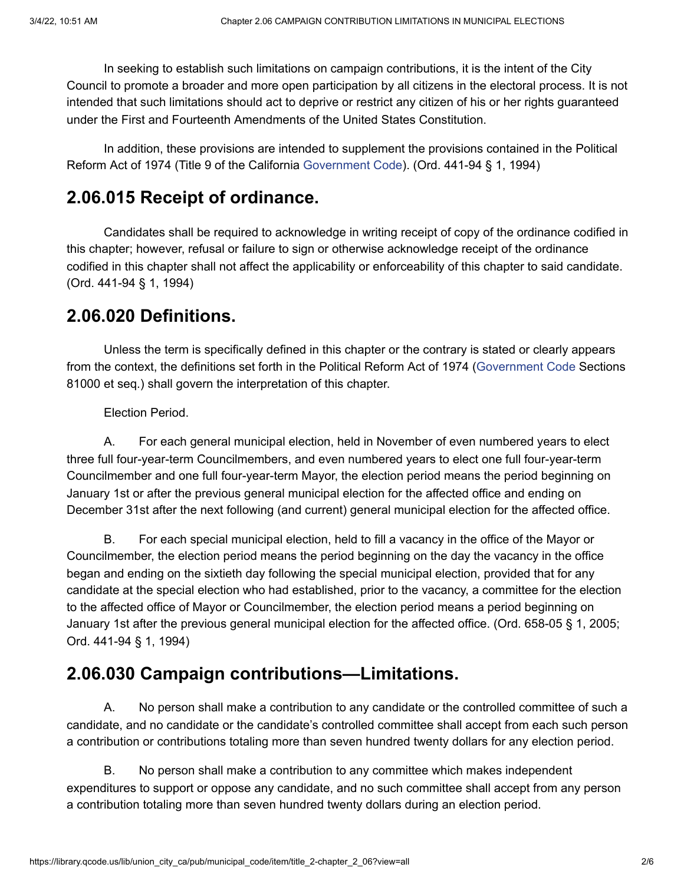In seeking to establish such limitations on campaign contributions, it is the intent of the City Council to promote a broader and more open participation by all citizens in the electoral process. It is not intended that such limitations should act to deprive or restrict any citizen of his or her rights guaranteed under the First and Fourteenth Amendments of the United States Constitution.

In addition, these provisions are intended to supplement the provisions contained in the Political Reform Act of 1974 (Title 9 of the California Government Code). (Ord. 441-94 § 1, 1994)

## 2.06.015 Receipt of ordinance.

Candidates shall be required to acknowledge in writing receipt of copy of the ordinance codified in this chapter; however, refusal or failure to sign or otherwise acknowledge receipt of the ordinance codified in this chapter shall not affect the applicability or enforceability of this chapter to said candidate. (Ord. 441-94 § 1, 1994)

## 2.06.020 Definitions.

Unless the term is specifically defined in this chapter or the contrary is stated or clearly appears from the context, the definitions set forth in the Political Reform Act of 1974 (Government Code Sections 81000 et seq.) shall govern the interpretation of this chapter.

Election Period.

A. For each general municipal election, held in November of even numbered years to elect three full four-year-term Councilmembers, and even numbered years to elect one full four-year-term Councilmember and one full four-year-term Mayor, the election period means the period beginning on January 1st or after the previous general municipal election for the affected office and ending on December 31st after the next following (and current) general municipal election for the affected office.

B. For each special municipal election, held to fill a vacancy in the office of the Mayor or Councilmember, the election period means the period beginning on the day the vacancy in the office began and ending on the sixtieth day following the special municipal election, provided that for any candidate at the special election who had established, prior to the vacancy, a committee for the election to the affected office of Mayor or Councilmember, the election period means a period beginning on January 1st after the previous general municipal election for the affected office. (Ord. 658-05 § 1, 2005; Ord. 441-94 § 1, 1994)

## 2.06.030 Campaign contributions—Limitations.

A. No person shall make a contribution to any candidate or the controlled committee of such a candidate, and no candidate or the candidate's controlled committee shall accept from each such person a contribution or contributions totaling more than seven hundred twenty dollars for any election period.

B. No person shall make a contribution to any committee which makes independent expenditures to support or oppose any candidate, and no such committee shall accept from any person a contribution totaling more than seven hundred twenty dollars during an election period.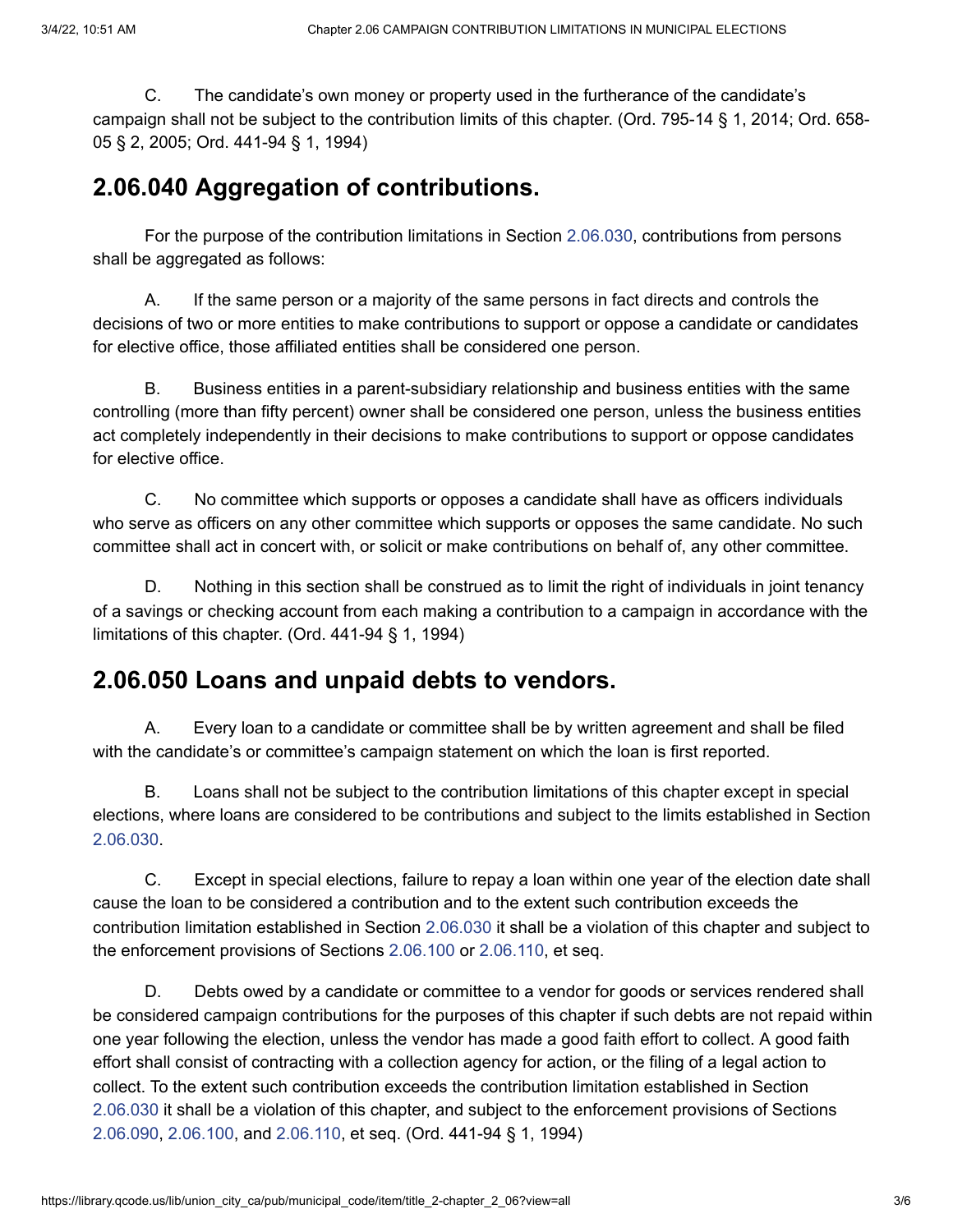C. The candidate's own money or property used in the furtherance of the candidate's campaign shall not be subject to the contribution limits of this chapter. (Ord. 795-14 § 1, 2014; Ord. 658-05 § 2, 2005; Ord. 441-94 § 1, 1994)

## 2.06.040 Aggregation of contributions.

For the purpose of the contribution limitations in Section 2.06.030, contributions from persons shall be aggregated as follows:

A. If the same person or a majority of the same persons in fact directs and controls the decisions of two or more entities to make contributions to support or oppose a candidate or candidates for elective office, those affiliated entities shall be considered one person.

B. Business entities in a parent-subsidiary relationship and business entities with the same controlling (more than fifty percent) owner shall be considered one person, unless the business entities act completely independently in their decisions to make contributions to support or oppose candidates for elective office.

C. No committee which supports or opposes a candidate shall have as officers individuals who serve as officers on any other committee which supports or opposes the same candidate. No such committee shall act in concert with, or solicit or make contributions on behalf of, any other committee.

D. Nothing in this section shall be construed as to limit the right of individuals in joint tenancy of a savings or checking account from each making a contribution to a campaign in accordance with the limitations of this chapter. (Ord. 441-94 § 1, 1994)

## 2.06.050 Loans and unpaid debts to vendors.

A. Every loan to a candidate or committee shall be by written agreement and shall be filed with the candidate's or committee's campaign statement on which the loan is first reported.

B. Loans shall not be subject to the contribution limitations of this chapter except in special elections, where loans are considered to be contributions and subject to the limits established in Section 2.06.030.

C. Except in special elections, failure to repay a loan within one year of the election date shall cause the loan to be considered a contribution and to the extent such contribution exceeds the contribution limitation established in Section 2.06.030 it shall be a violation of this chapter and subject to the enforcement provisions of Sections 2.06.100 or 2.06.110, et seq.

D. Debts owed by a candidate or committee to a vendor for goods or services rendered shall be considered campaign contributions for the purposes of this chapter if such debts are not repaid within one year following the election, unless the vendor has made a good faith effort to collect. A good faith effort shall consist of contracting with a collection agency for action, or the filing of a legal action to collect. To the extent such contribution exceeds the contribution limitation established in Section 2.06.030 it shall be a violation of this chapter, and subject to the enforcement provisions of Sections 2.06.090, 2.06.100, and 2.06.110, et seq. (Ord. 441-94 § 1, 1994)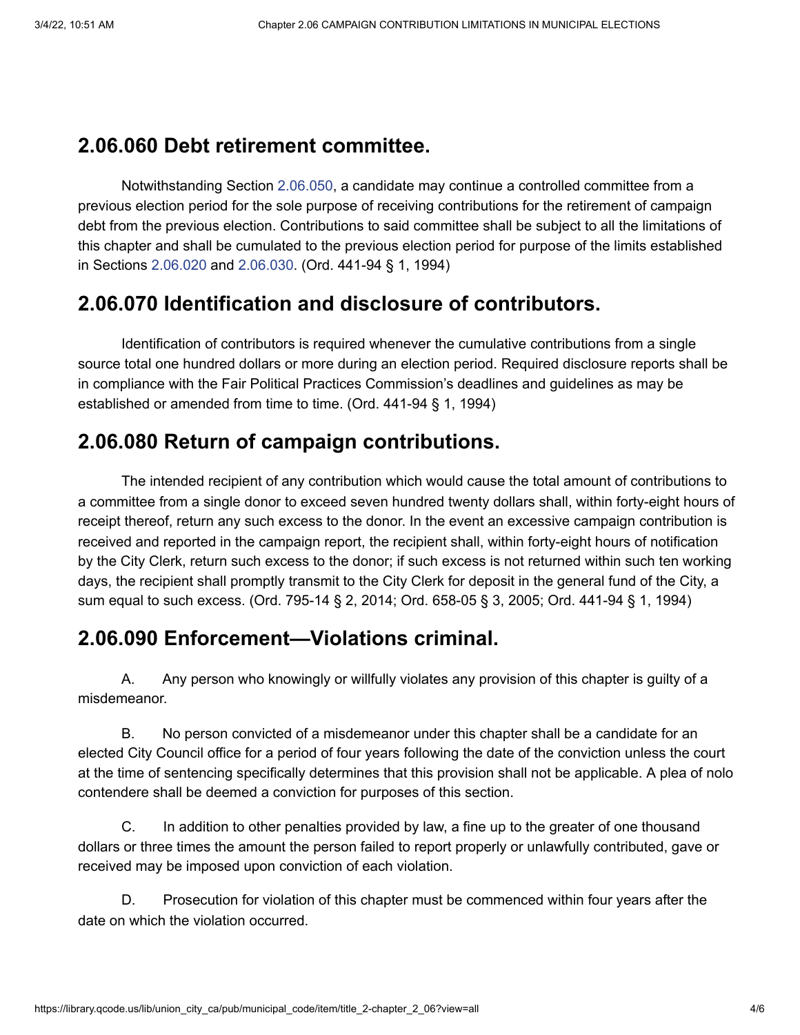## 2.06.060 Debt retirement committee.

Notwithstanding Section 2.06.050, a candidate may continue a controlled committee from a previous election period for the sole purpose of receiving contributions for the retirement of campaign debt from the previous election. Contributions to said committee shall be subject to all the limitations of this chapter and shall be cumulated to the previous election period for purpose of the limits established in Sections 2.06.020 and 2.06.030. (Ord. 441-94 § 1, 1994)

## 2.06.070 Identification and disclosure of contributors.

Identification of contributors is required whenever the cumulative contributions from a single source total one hundred dollars or more during an election period. Required disclosure reports shall be in compliance with the Fair Political Practices Commission's deadlines and guidelines as may be established or amended from time to time. (Ord. 441-94 § 1, 1994)

## 2.06.080 Return of campaign contributions.

The intended recipient of any contribution which would cause the total amount of contributions to a committee from a single donor to exceed seven hundred twenty dollars shall, within forty-eight hours of receipt thereof, return any such excess to the donor. In the event an excessive campaign contribution is received and reported in the campaign report, the recipient shall, within forty-eight hours of notification by the City Clerk, return such excess to the donor; if such excess is not returned within such ten working days, the recipient shall promptly transmit to the City Clerk for deposit in the general fund of the City, a sum equal to such excess. (Ord. 795-14 § 2, 2014; Ord. 658-05 § 3, 2005; Ord. 441-94 § 1, 1994)

## 2.06.090 Enforcement—Violations criminal.

A. Any person who knowingly or willfully violates any provision of this chapter is guilty of a misdemeanor.

B. No person convicted of a misdemeanor under this chapter shall be a candidate for an elected City Council office for a period of four years following the date of the conviction unless the court at the time of sentencing specifically determines that this provision shall not be applicable. A plea of nolo contendere shall be deemed a conviction for purposes of this section.

C. In addition to other penalties provided by law, a fine up to the greater of one thousand dollars or three times the amount the person failed to report properly or unlawfully contributed, gave or received may be imposed upon conviction of each violation.

D. Prosecution for violation of this chapter must be commenced within four years after the date on which the violation occurred.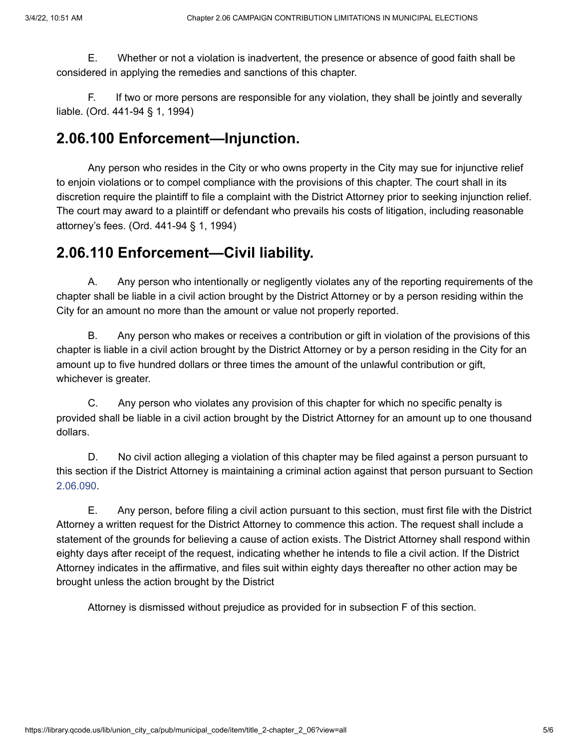E. Whether or not a violation is inadvertent, the presence or absence of good faith shall be considered in applying the remedies and sanctions of this chapter.

F. If two or more persons are responsible for any violation, they shall be jointly and severally liable. (Ord. 441-94 § 1, 1994)

## 2.06.100 Enforcement—Injunction.

Any person who resides in the City or who owns property in the City may sue for injunctive relief to enjoin violations or to compel compliance with the provisions of this chapter. The court shall in its discretion require the plaintiff to file a complaint with the District Attorney prior to seeking injunction relief. The court may award to a plaintiff or defendant who prevails his costs of litigation, including reasonable attorney's fees. (Ord. 441-94 § 1, 1994)

## 2.06.110 Enforcement—Civil liability.

A. Any person who intentionally or negligently violates any of the reporting requirements of the chapter shall be liable in a civil action brought by the District Attorney or by a person residing within the City for an amount no more than the amount or value not properly reported.

B. Any person who makes or receives a contribution or gift in violation of the provisions of this chapter is liable in a civil action brought by the District Attorney or by a person residing in the City for an amount up to five hundred dollars or three times the amount of the unlawful contribution or gift, whichever is greater.

C. Any person who violates any provision of this chapter for which no specific penalty is provided shall be liable in a civil action brought by the District Attorney for an amount up to one thousand dollars.

D. No civil action alleging a violation of this chapter may be filed against a person pursuant to this section if the District Attorney is maintaining a criminal action against that person pursuant to Section 2.06.090.

E. Any person, before filing a civil action pursuant to this section, must first file with the District Attorney a written request for the District Attorney to commence this action. The request shall include a statement of the grounds for believing a cause of action exists. The District Attorney shall respond within eighty days after receipt of the request, indicating whether he intends to file a civil action. If the District Attorney indicates in the affirmative, and files suit within eighty days thereafter no other action may be brought unless the action brought by the District

Attorney is dismissed without prejudice as provided for in subsection F of this section.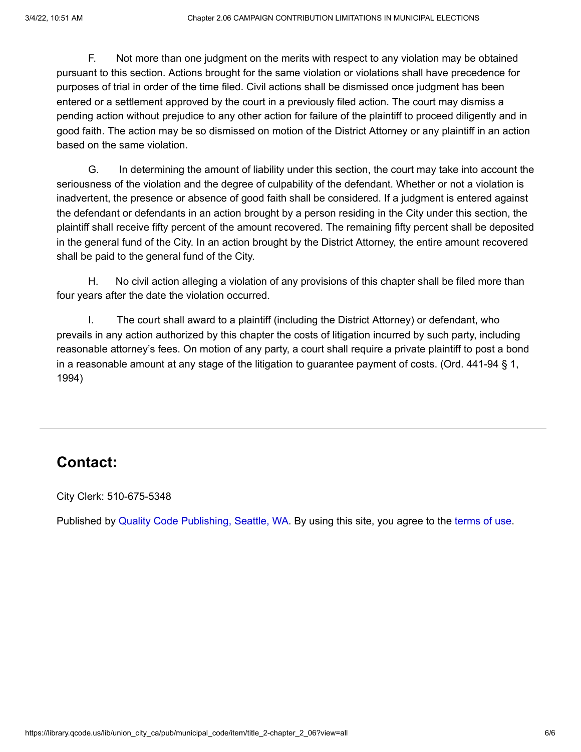F. Not more than one judgment on the merits with respect to any violation may be obtained pursuant to this section. Actions brought for the same violation or violations shall have precedence for purposes of trial in order of the time filed. Civil actions shall be dismissed once judgment has been entered or a settlement approved by the court in a previously filed action. The court may dismiss a pending action without prejudice to any other action for failure of the plaintiff to proceed diligently and in good faith. The action may be so dismissed on motion of the District Attorney or any plaintiff in an action based on the same violation.

G. In determining the amount of liability under this section, the court may take into account the seriousness of the violation and the degree of culpability of the defendant. Whether or not a violation is inadvertent, the presence or absence of good faith shall be considered. If a judgment is entered against the defendant or defendants in an action brought by a person residing in the City under this section, the plaintiff shall receive fifty percent of the amount recovered. The remaining fifty percent shall be deposited in the general fund of the City. In an action brought by the District Attorney, the entire amount recovered shall be paid to the general fund of the City.

H. No civil action alleging a violation of any provisions of this chapter shall be filed more than four years after the date the violation occurred.

I. The court shall award to a plaintiff (including the District Attorney) or defendant, who prevails in any action authorized by this chapter the costs of litigation incurred by such party, including reasonable attorney's fees. On motion of any party, a court shall require a private plaintiff to post a bond in a reasonable amount at any stage of the litigation to guarantee payment of costs. (Ord. 441-94 § 1, 1994)

---

## Contact:

City Clerk: 510-675-5348

Published by Quality Code Publishing, Seattle, WA. By using this site, you agree to the terms of use.